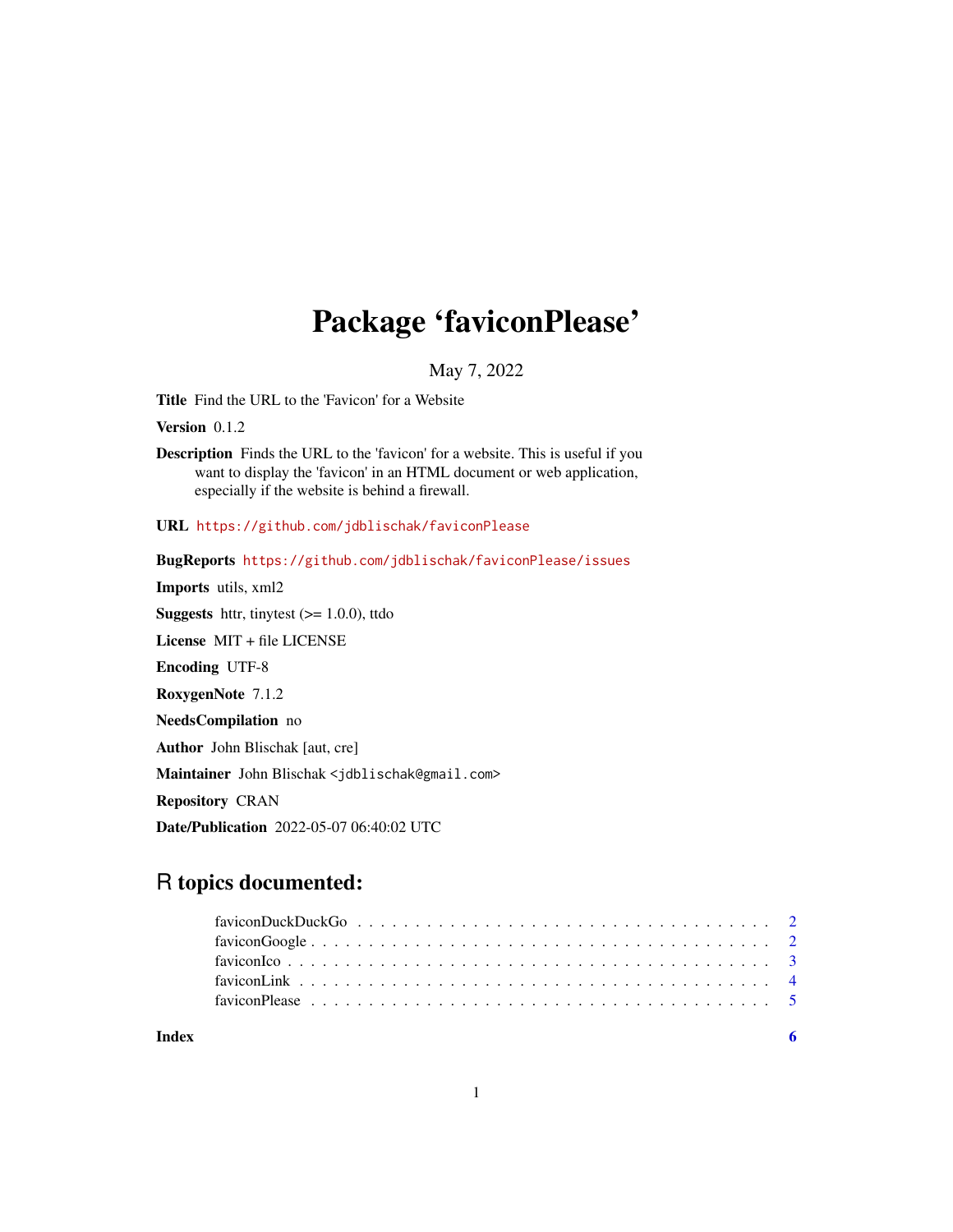# Package 'faviconPlease'

May 7, 2022

**Title** Find the URL to the 'Favicon' for a Website

**Version** 0.1.2

**Description** Finds the URL to the 'favicon' for a website. This is useful if you want to display the 'favicon' in an HTML document or web application, especially if the website is behind a firewall.

**URL** https://github.com/jdblischak/faviconPlease

**BugReports** https://github.com/jdblischak/faviconPlease/issues

**Imports** utils, xml2

**Suggests** httr, tinytest (>= 1.0.0), ttdo

**License** MIT + file LICENSE

**Encoding** UTF-8

**RoxygenNote** 7.1.2

**NeedsCompilation** no

**Author** John Blischak [aut, cre]

**Maintainer** John Blischak <jdblischak@gmail.com>

**Repository** CRAN

**Date/Publication** 2022-05-07 06:40:02 UTC

## R topics documented:

- faviconDuckDuckGo . . . . . . . . . . . . . . . . . . . . . . . . . . . . . . . . . . 2
- faviconGoogle . . . . . . . . . . . . . . . . . . . . . . . . . . . . . . . . . . . . . 2
- faviconIco . . . . . . . . . . . . . . . . . . . . . . . . . . . . . . . . . . . . . . . 3
- faviconLink . . . . . . . . . . . . . . . . . . . . . . . . . . . . . . . . . . . . . . 4
- faviconPlease . . . . . . . . . . . . . . . . . . . . . . . . . . . . . . . . . . . . . 5

**Index** 6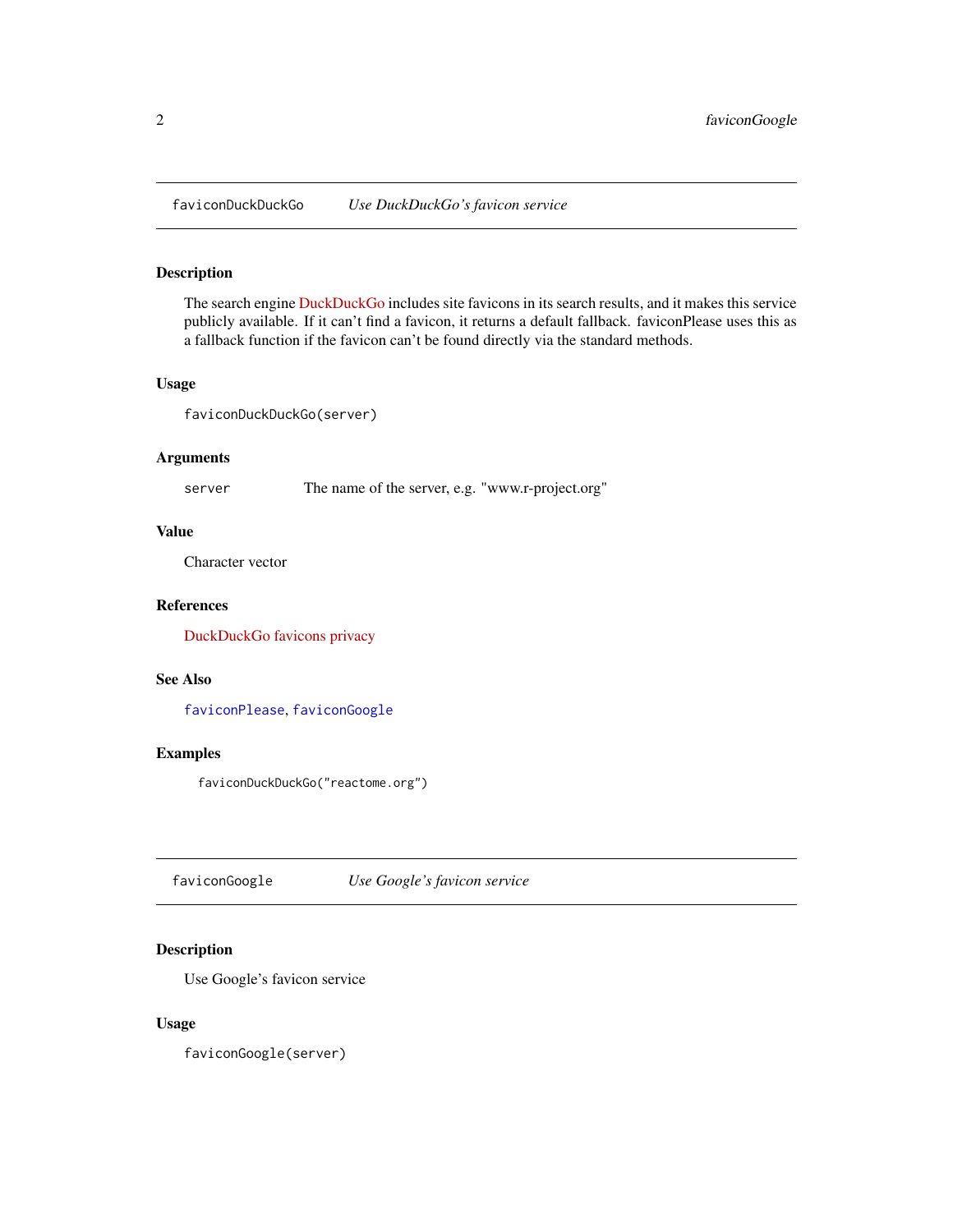## faviconDuckDuckGo — *Use DuckDuckGo's favicon service*

### Description

The search engine DuckDuckGo includes site favicons in its search results, and it makes this service publicly available. If it can't find a favicon, it returns a default fallback. faviconPlease uses this as a fallback function if the favicon can't be found directly via the standard methods.

### Usage

```
faviconDuckDuckGo(server)
```

### Arguments

| | |
|---|---|
| server | The name of the server, e.g. "www.r-project.org" |

### Value

Character vector

### References

DuckDuckGo favicons privacy

### See Also

`faviconPlease`, `faviconGoogle`

### Examples

```
faviconDuckDuckGo("reactome.org")
```

## faviconGoogle — *Use Google's favicon service*

### Description

Use Google's favicon service

### Usage

```
faviconGoogle(server)
```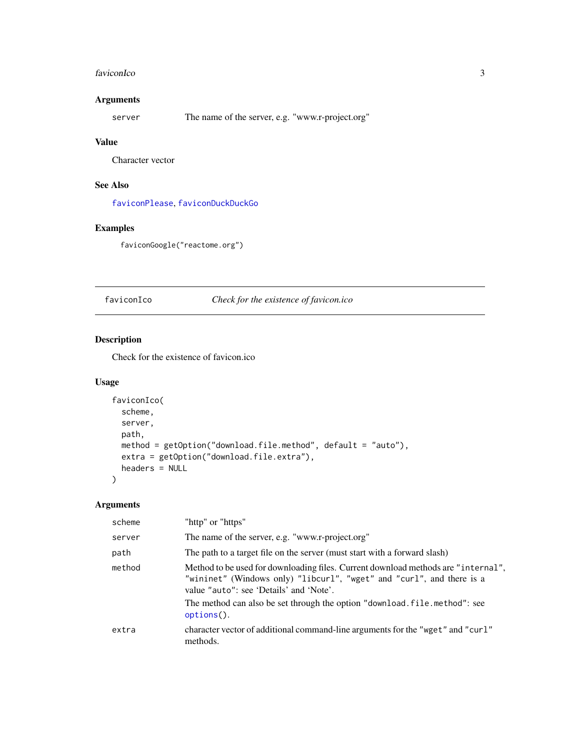### Arguments

| | |
|---|---|
| server | The name of the server, e.g. "www.r-project.org" |

### Value

Character vector

### See Also

faviconPlease, faviconDuckDuckGo

### Examples

```
faviconGoogle("reactome.org")
```

---

## faviconIco — *Check for the existence of favicon.ico*

### Description

Check for the existence of favicon.ico

### Usage

```
faviconIco(
  scheme,
  server,
  path,
  method = getOption("download.file.method", default = "auto"),
  extra = getOption("download.file.extra"),
  headers = NULL
)
```

### Arguments

| | |
|---|---|
| scheme | "http" or "https" |
| server | The name of the server, e.g. "www.r-project.org" |
| path | The path to a target file on the server (must start with a forward slash) |
| method | Method to be used for downloading files. Current download methods are "internal", "wininet" (Windows only) "libcurl", "wget" and "curl", and there is a value "auto": see 'Details' and 'Note'. <br> The method can also be set through the option "download.file.method": see options(). |
| extra | character vector of additional command-line arguments for the "wget" and "curl" methods. |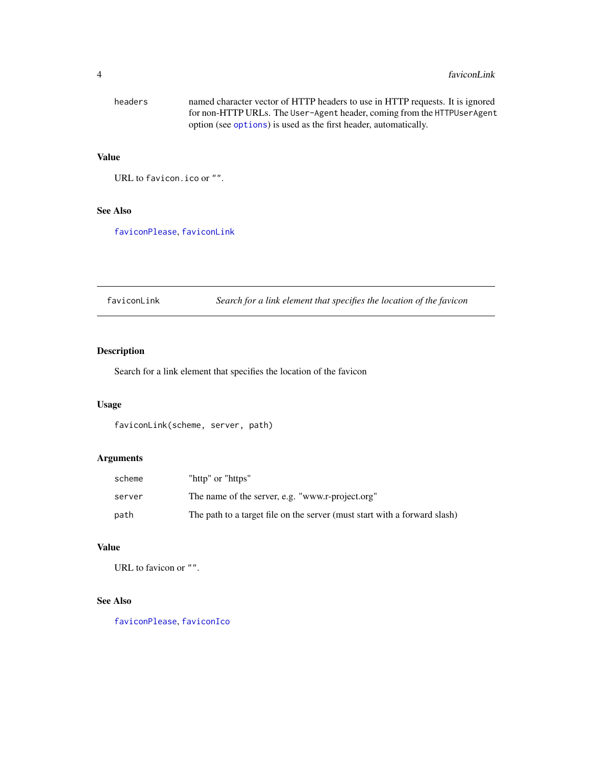| | |
|---|---|
| headers | named character vector of HTTP headers to use in HTTP requests. It is ignored for non-HTTP URLs. The `User-Agent` header, coming from the `HTTPUserAgent` option (see `options`) is used as the first header, automatically. |

### Value

URL to `favicon.ico` or `""`.

### See Also

`faviconPlease`, `faviconLink`

---

## faviconLink — *Search for a link element that specifies the location of the favicon*

---

### Description

Search for a link element that specifies the location of the favicon

### Usage

```
faviconLink(scheme, server, path)
```

### Arguments

| | |
|---|---|
| scheme | "http" or "https" |
| server | The name of the server, e.g. "www.r-project.org" |
| path | The path to a target file on the server (must start with a forward slash) |

### Value

URL to favicon or `""`.

### See Also

`faviconPlease`, `faviconIco`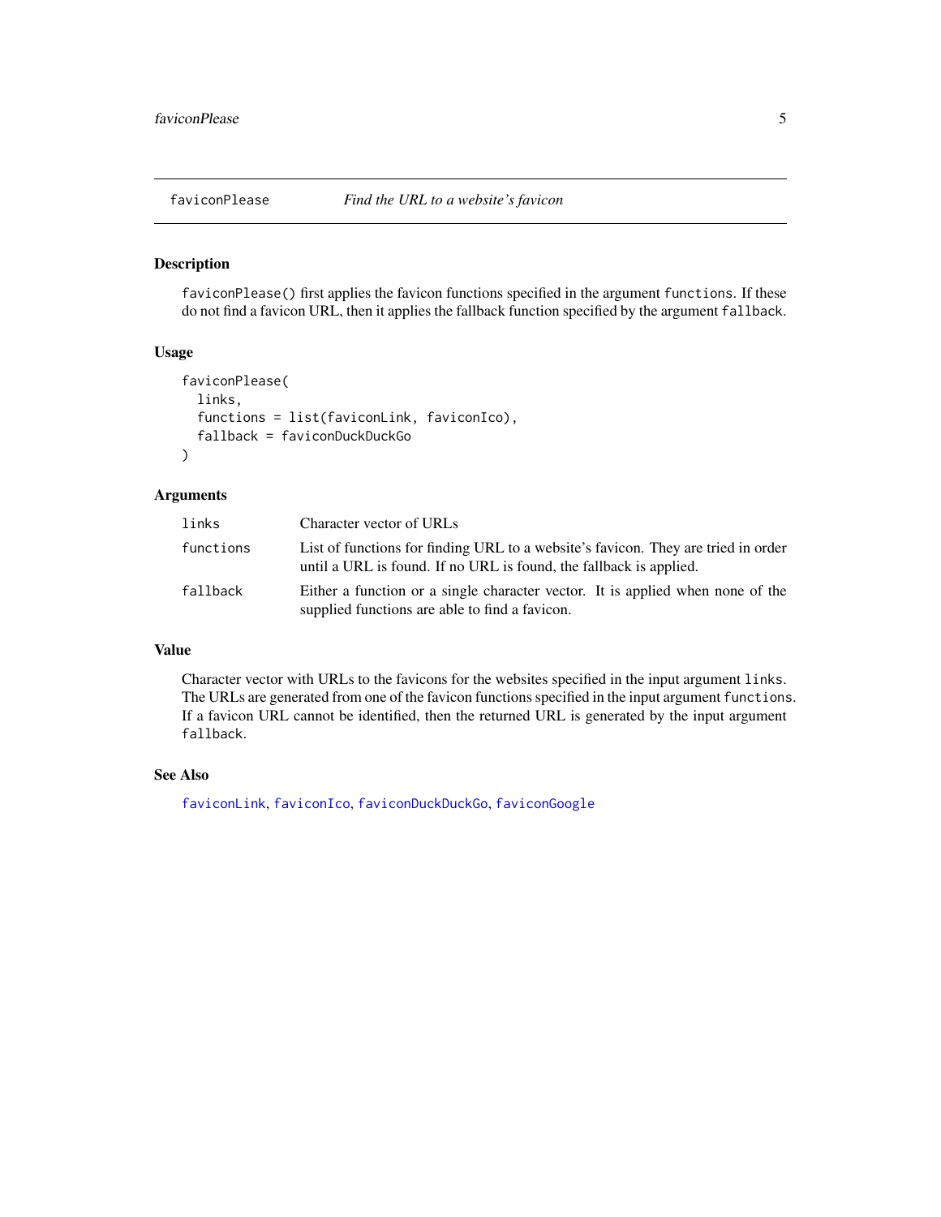## faviconPlease — *Find the URL to a website's favicon*

### Description

`faviconPlease()` first applies the favicon functions specified in the argument `functions`. If these do not find a favicon URL, then it applies the fallback function specified by the argument `fallback`.

### Usage

```
faviconPlease(
  links,
  functions = list(faviconLink, faviconIco),
  fallback = faviconDuckDuckGo
)
```

### Arguments

| | |
|---|---|
| `links` | Character vector of URLs |
| `functions` | List of functions for finding URL to a website's favicon. They are tried in order until a URL is found. If no URL is found, the fallback is applied. |
| `fallback` | Either a function or a single character vector. It is applied when none of the supplied functions are able to find a favicon. |

### Value

Character vector with URLs to the favicons for the websites specified in the input argument `links`. The URLs are generated from one of the favicon functions specified in the input argument `functions`. If a favicon URL cannot be identified, then the returned URL is generated by the input argument `fallback`.

### See Also

`faviconLink`, `faviconIco`, `faviconDuckDuckGo`, `faviconGoogle`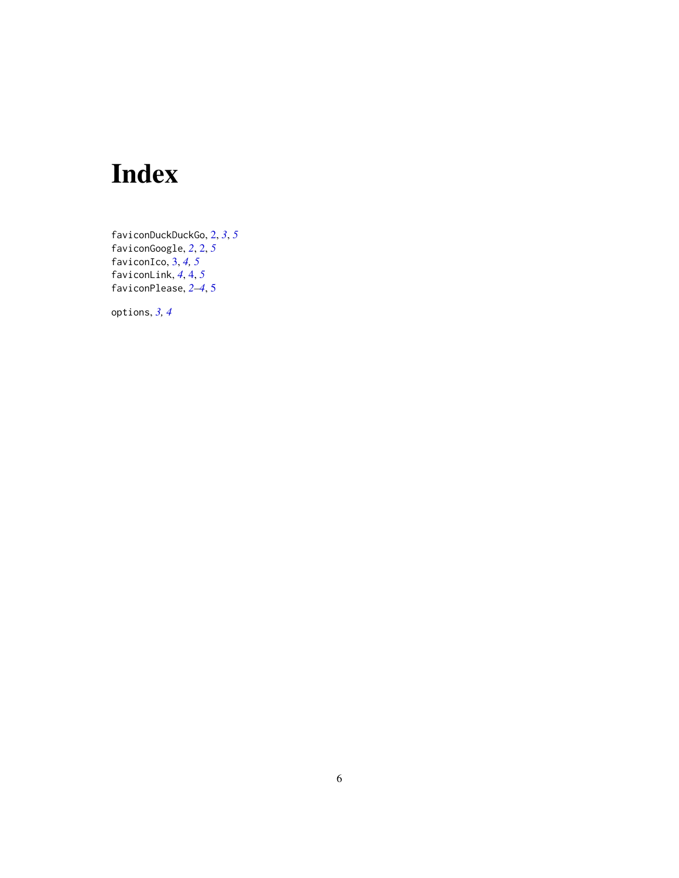# Index

faviconDuckDuckGo, 2, *3*, *5*
faviconGoogle, *2*, 2, *5*
faviconIco, 3, *4, 5*
faviconLink, *4*, 4, *5*
faviconPlease, *2–4*, 5

options, *3, 4*